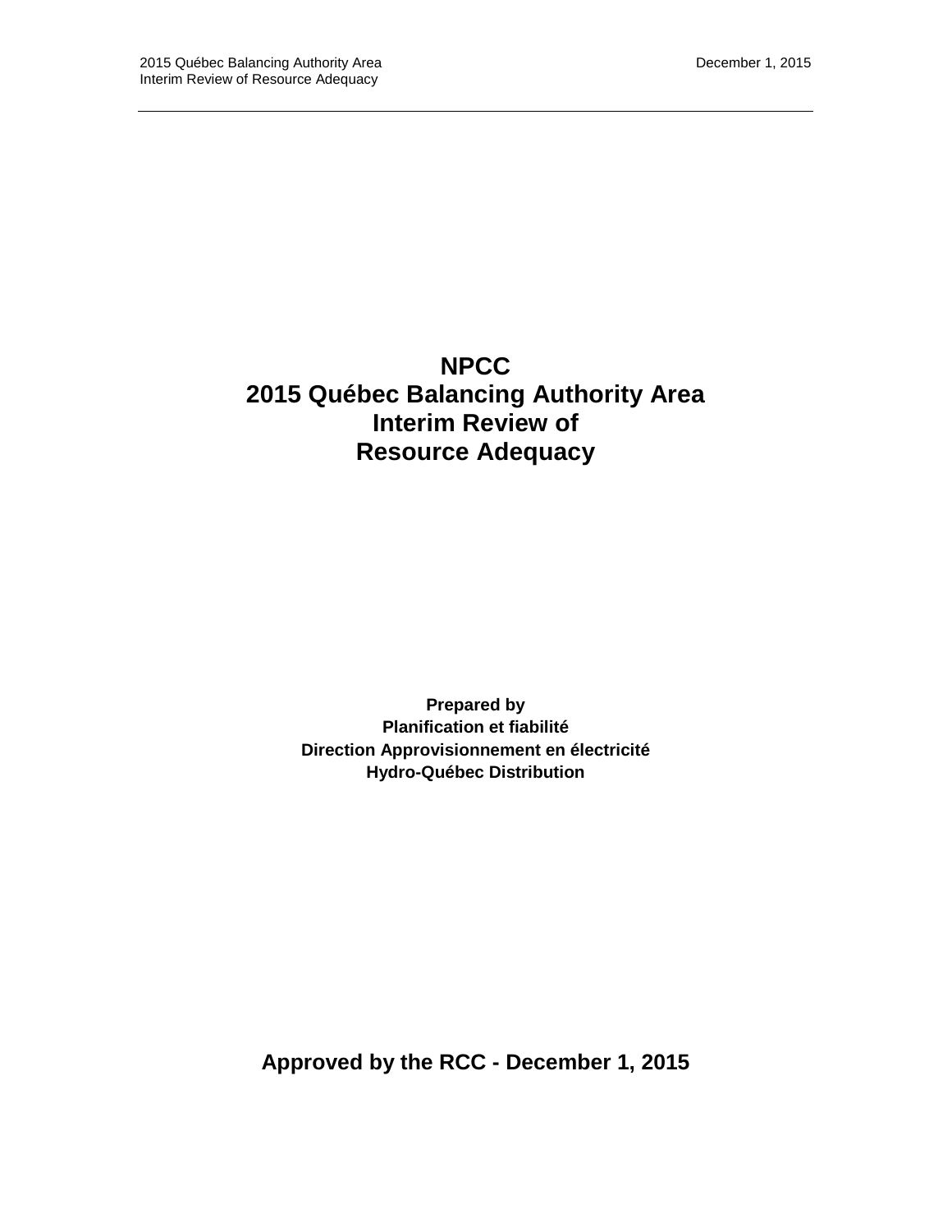# NPCC
# 2015 Québec Balancing Authority Area
# Interim Review of
# Resource Adequacy

**Prepared by**
**Planification et fiabilité**
**Direction Approvisionnement en électricité**
**Hydro-Québec Distribution**

**Approved by the RCC - December 1, 2015**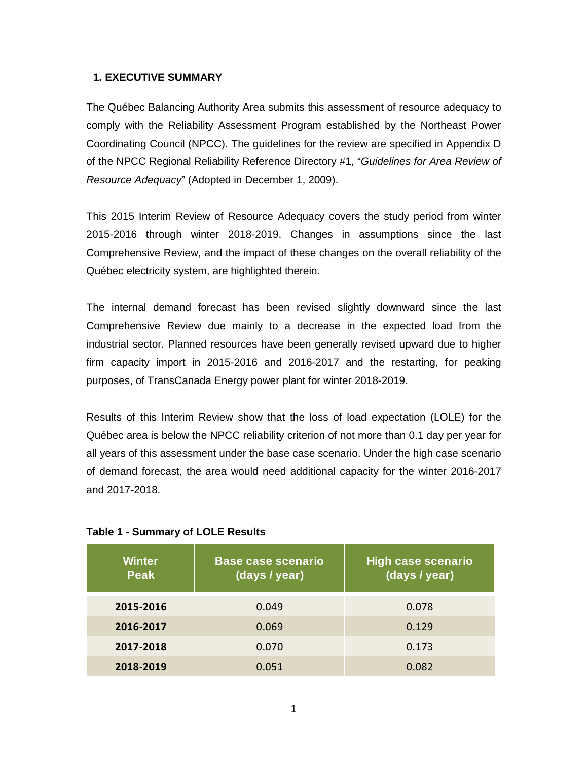## 1. EXECUTIVE SUMMARY

The Québec Balancing Authority Area submits this assessment of resource adequacy to comply with the Reliability Assessment Program established by the Northeast Power Coordinating Council (NPCC). The guidelines for the review are specified in Appendix D of the NPCC Regional Reliability Reference Directory #1, "*Guidelines for Area Review of Resource Adequacy*" (Adopted in December 1, 2009).

This 2015 Interim Review of Resource Adequacy covers the study period from winter 2015-2016 through winter 2018-2019. Changes in assumptions since the last Comprehensive Review, and the impact of these changes on the overall reliability of the Québec electricity system, are highlighted therein.

The internal demand forecast has been revised slightly downward since the last Comprehensive Review due mainly to a decrease in the expected load from the industrial sector. Planned resources have been generally revised upward due to higher firm capacity import in 2015-2016 and 2016-2017 and the restarting, for peaking purposes, of TransCanada Energy power plant for winter 2018-2019.

Results of this Interim Review show that the loss of load expectation (LOLE) for the Québec area is below the NPCC reliability criterion of not more than 0.1 day per year for all years of this assessment under the base case scenario. Under the high case scenario of demand forecast, the area would need additional capacity for the winter 2016-2017 and 2017-2018.

**Table 1 - Summary of LOLE Results**

| Winter Peak | Base case scenario (days / year) | High case scenario (days / year) |
|---|---|---|
| **2015-2016** | 0.049 | 0.078 |
| **2016-2017** | 0.069 | 0.129 |
| **2017-2018** | 0.070 | 0.173 |
| **2018-2019** | 0.051 | 0.082 |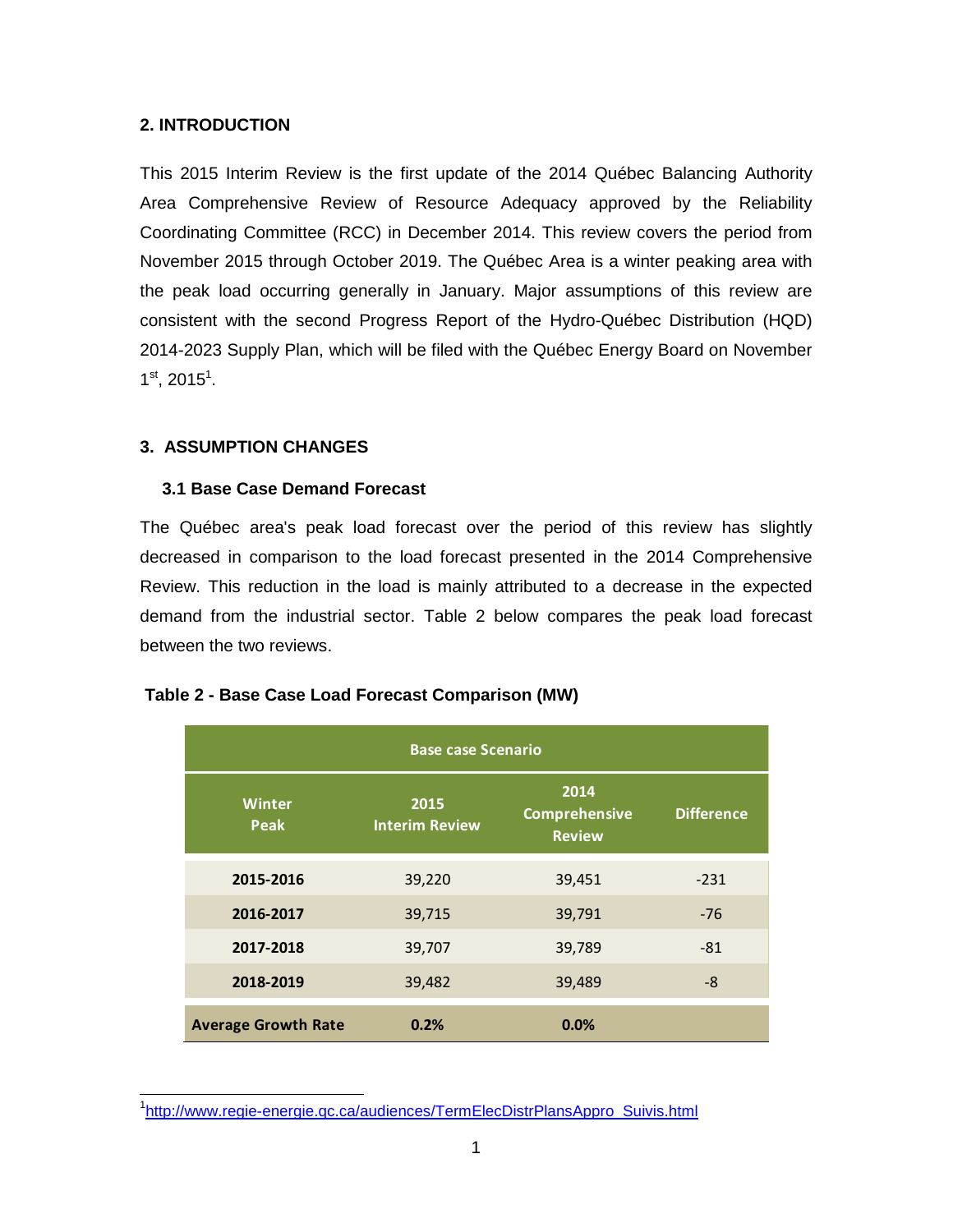## 2. INTRODUCTION

This 2015 Interim Review is the first update of the 2014 Québec Balancing Authority Area Comprehensive Review of Resource Adequacy approved by the Reliability Coordinating Committee (RCC) in December 2014. This review covers the period from November 2015 through October 2019. The Québec Area is a winter peaking area with the peak load occurring generally in January. Major assumptions of this review are consistent with the second Progress Report of the Hydro-Québec Distribution (HQD) 2014-2023 Supply Plan, which will be filed with the Québec Energy Board on November 1st, 2015[1].

## 3. ASSUMPTION CHANGES

### 3.1 Base Case Demand Forecast

The Québec area's peak load forecast over the period of this review has slightly decreased in comparison to the load forecast presented in the 2014 Comprehensive Review. This reduction in the load is mainly attributed to a decrease in the expected demand from the industrial sector. Table 2 below compares the peak load forecast between the two reviews.

**Table 2 - Base Case Load Forecast Comparison (MW)**

| Base case Scenario | | | |
|---|---|---|---|
| **Winter Peak** | **2015 Interim Review** | **2014 Comprehensive Review** | **Difference** |
| **2015-2016** | 39,220 | 39,451 | -231 |
| **2016-2017** | 39,715 | 39,791 | -76 |
| **2017-2018** | 39,707 | 39,789 | -81 |
| **2018-2019** | 39,482 | 39,489 | -8 |
| **Average Growth Rate** | **0.2%** | **0.0%** | |

[1] http://www.regie-energie.qc.ca/audiences/TermElecDistrPlansAppro_Suivis.html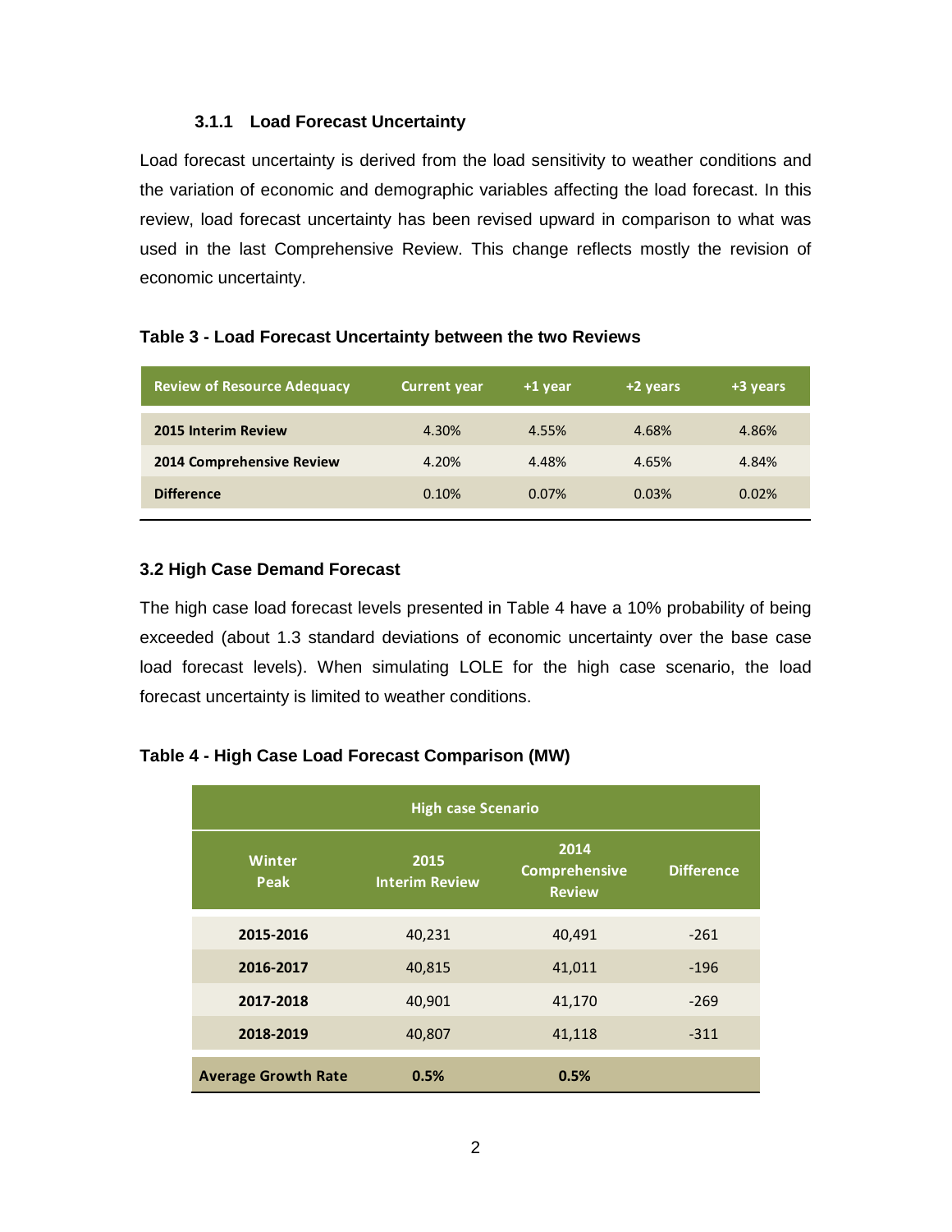#### 3.1.1 Load Forecast Uncertainty

Load forecast uncertainty is derived from the load sensitivity to weather conditions and the variation of economic and demographic variables affecting the load forecast. In this review, load forecast uncertainty has been revised upward in comparison to what was used in the last Comprehensive Review. This change reflects mostly the revision of economic uncertainty.

**Table 3 - Load Forecast Uncertainty between the two Reviews**

| Review of Resource Adequacy | Current year | +1 year | +2 years | +3 years |
|---|---|---|---|---|
| **2015 Interim Review** | 4.30% | 4.55% | 4.68% | 4.86% |
| **2014 Comprehensive Review** | 4.20% | 4.48% | 4.65% | 4.84% |
| **Difference** | 0.10% | 0.07% | 0.03% | 0.02% |

### 3.2 High Case Demand Forecast

The high case load forecast levels presented in Table 4 have a 10% probability of being exceeded (about 1.3 standard deviations of economic uncertainty over the base case load forecast levels). When simulating LOLE for the high case scenario, the load forecast uncertainty is limited to weather conditions.

**Table 4 - High Case Load Forecast Comparison (MW)**

| High case Scenario | | | |
|---|---|---|---|
| **Winter Peak** | **2015 Interim Review** | **2014 Comprehensive Review** | **Difference** |
| **2015-2016** | 40,231 | 40,491 | -261 |
| **2016-2017** | 40,815 | 41,011 | -196 |
| **2017-2018** | 40,901 | 41,170 | -269 |
| **2018-2019** | 40,807 | 41,118 | -311 |
| **Average Growth Rate** | **0.5%** | **0.5%** | |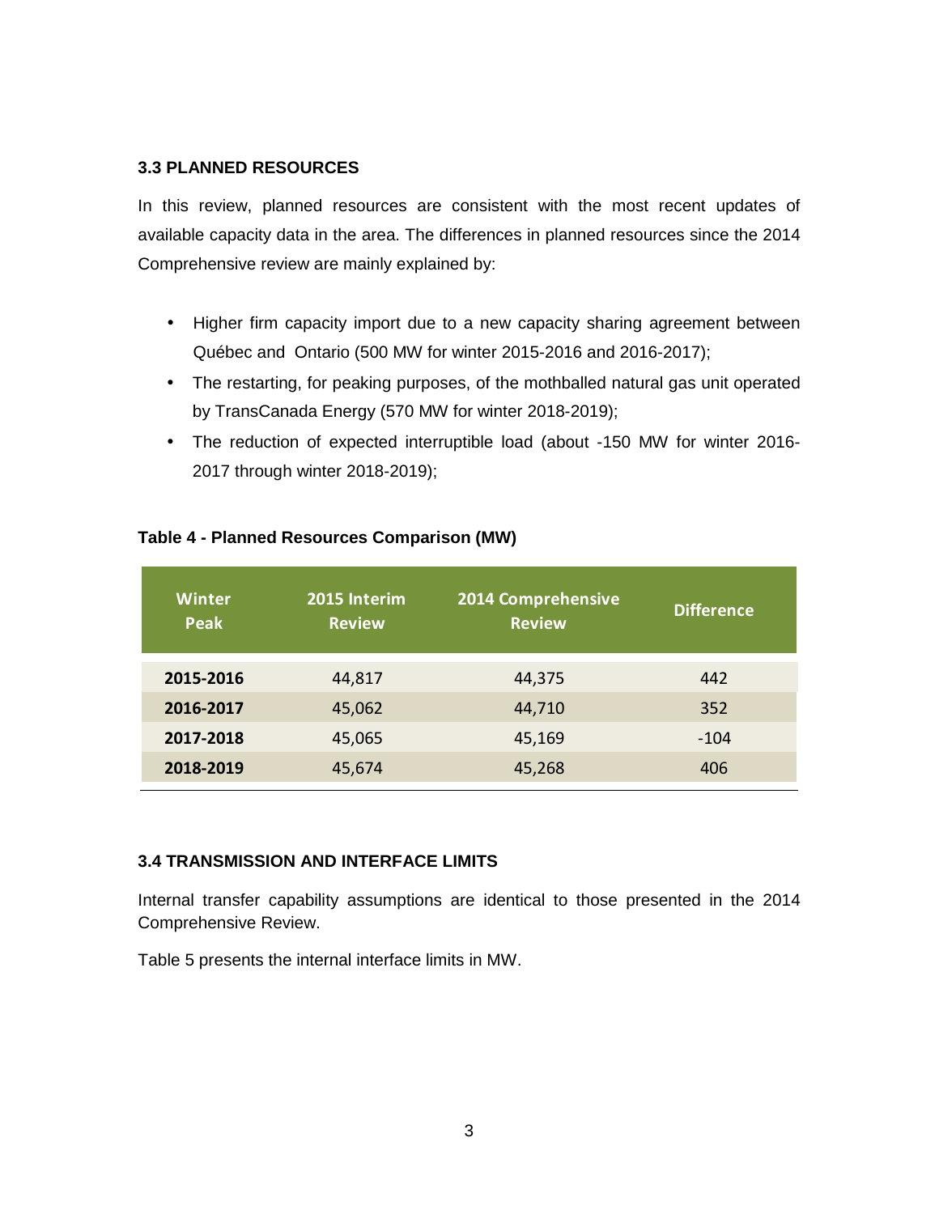### 3.3 PLANNED RESOURCES

In this review, planned resources are consistent with the most recent updates of available capacity data in the area. The differences in planned resources since the 2014 Comprehensive review are mainly explained by:

- Higher firm capacity import due to a new capacity sharing agreement between Québec and Ontario (500 MW for winter 2015-2016 and 2016-2017);
- The restarting, for peaking purposes, of the mothballed natural gas unit operated by TransCanada Energy (570 MW for winter 2018-2019);
- The reduction of expected interruptible load (about -150 MW for winter 2016-2017 through winter 2018-2019);

**Table 4 - Planned Resources Comparison (MW)**

| Winter Peak | 2015 Interim Review | 2014 Comprehensive Review | Difference |
|---|---|---|---|
| **2015-2016** | 44,817 | 44,375 | 442 |
| **2016-2017** | 45,062 | 44,710 | 352 |
| **2017-2018** | 45,065 | 45,169 | -104 |
| **2018-2019** | 45,674 | 45,268 | 406 |

### 3.4 TRANSMISSION AND INTERFACE LIMITS

Internal transfer capability assumptions are identical to those presented in the 2014 Comprehensive Review.

Table 5 presents the internal interface limits in MW.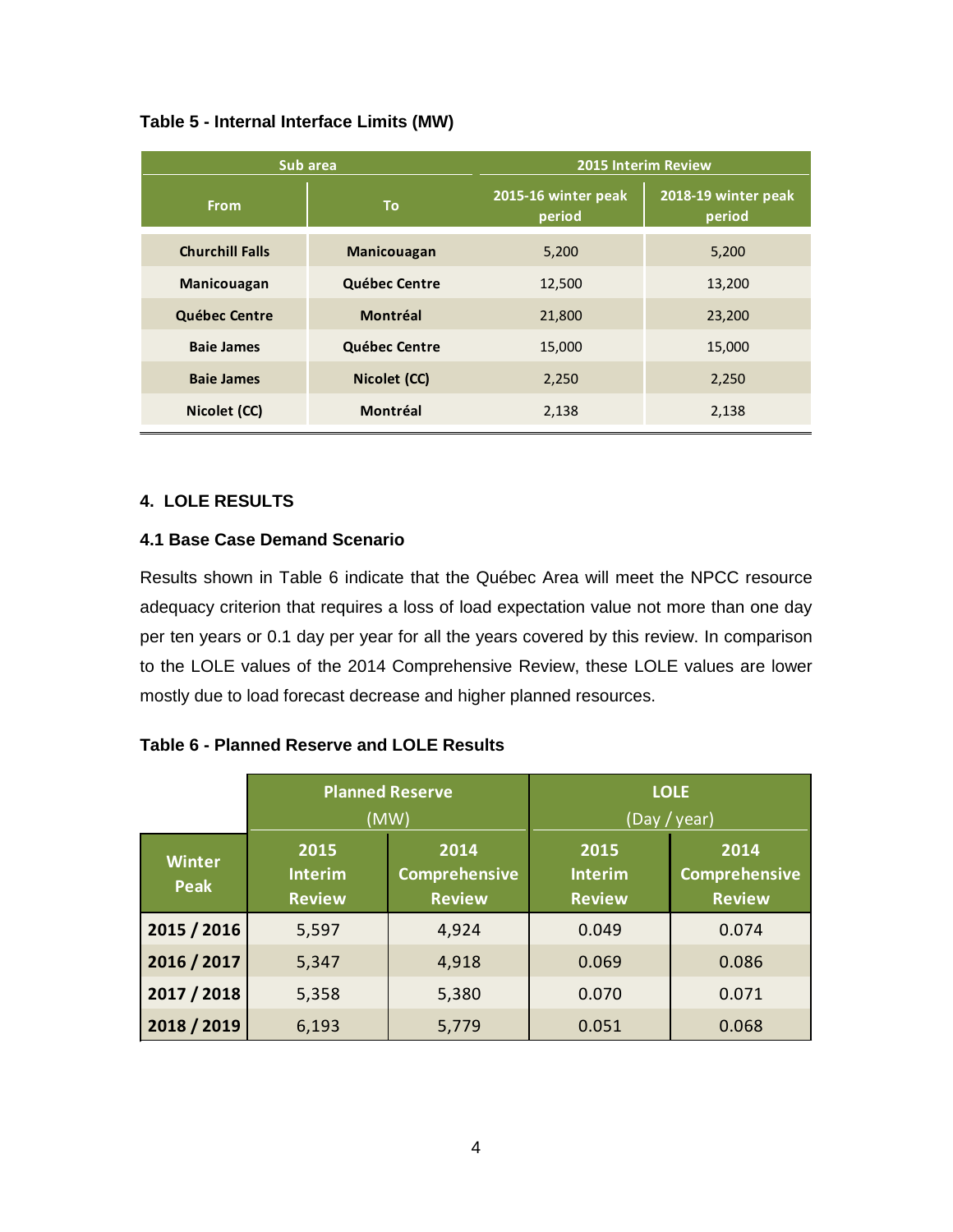**Table 5 - Internal Interface Limits (MW)**

| Sub area | | 2015 Interim Review | |
|---|---|---|---|
| From | To | 2015-16 winter peak period | 2018-19 winter peak period |
| Churchill Falls | Manicouagan | 5,200 | 5,200 |
| Manicouagan | Québec Centre | 12,500 | 13,200 |
| Québec Centre | Montréal | 21,800 | 23,200 |
| Baie James | Québec Centre | 15,000 | 15,000 |
| Baie James | Nicolet (CC) | 2,250 | 2,250 |
| Nicolet (CC) | Montréal | 2,138 | 2,138 |

## 4. LOLE RESULTS

### 4.1 Base Case Demand Scenario

Results shown in Table 6 indicate that the Québec Area will meet the NPCC resource adequacy criterion that requires a loss of load expectation value not more than one day per ten years or 0.1 day per year for all the years covered by this review. In comparison to the LOLE values of the 2014 Comprehensive Review, these LOLE values are lower mostly due to load forecast decrease and higher planned resources.

**Table 6 - Planned Reserve and LOLE Results**

| | Planned Reserve (MW) | | LOLE (Day / year) | |
|---|---|---|---|---|
| Winter Peak | 2015 Interim Review | 2014 Comprehensive Review | 2015 Interim Review | 2014 Comprehensive Review |
| 2015 / 2016 | 5,597 | 4,924 | 0.049 | 0.074 |
| 2016 / 2017 | 5,347 | 4,918 | 0.069 | 0.086 |
| 2017 / 2018 | 5,358 | 5,380 | 0.070 | 0.071 |
| 2018 / 2019 | 6,193 | 5,779 | 0.051 | 0.068 |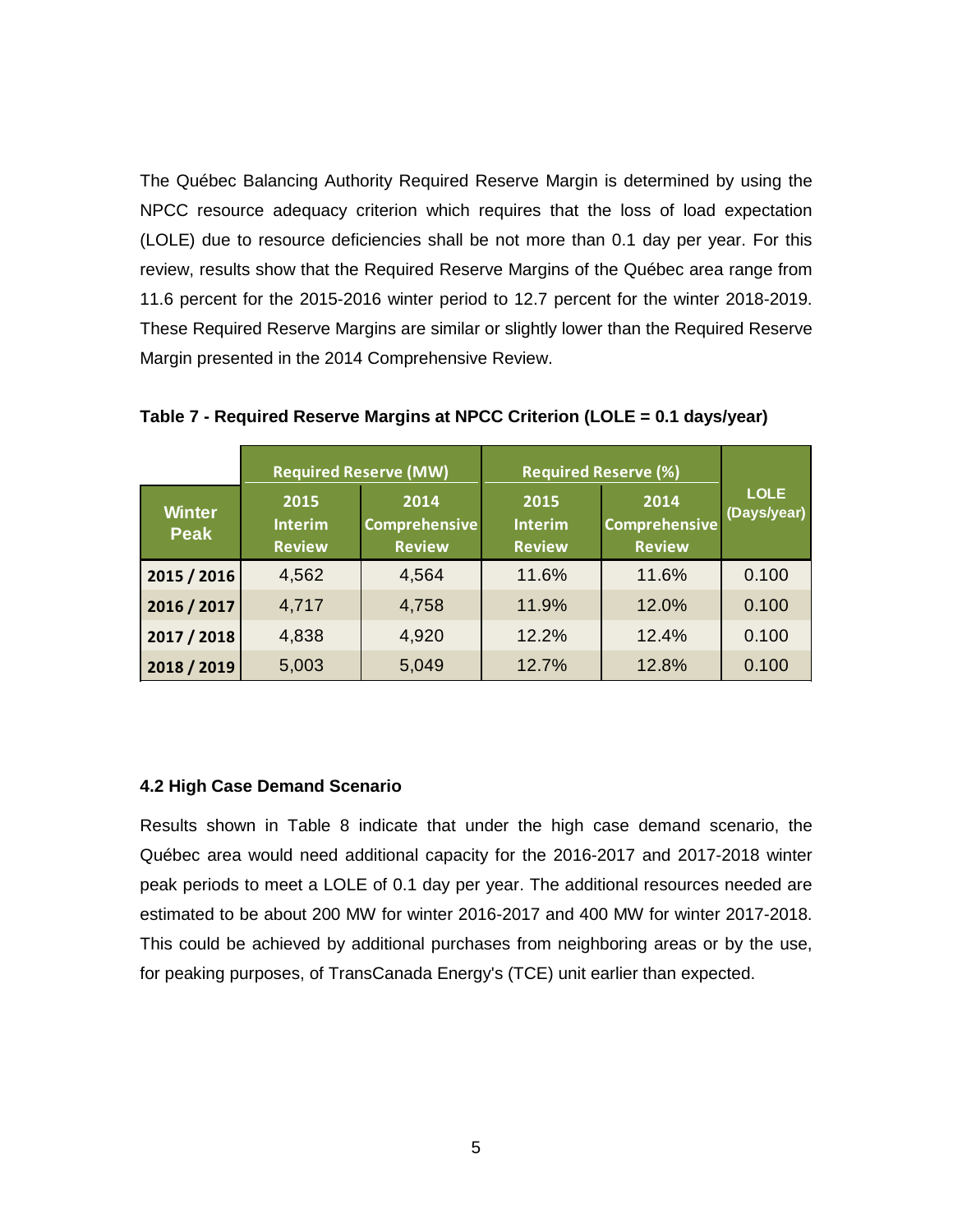The Québec Balancing Authority Required Reserve Margin is determined by using the NPCC resource adequacy criterion which requires that the loss of load expectation (LOLE) due to resource deficiencies shall be not more than 0.1 day per year. For this review, results show that the Required Reserve Margins of the Québec area range from 11.6 percent for the 2015-2016 winter period to 12.7 percent for the winter 2018-2019. These Required Reserve Margins are similar or slightly lower than the Required Reserve Margin presented in the 2014 Comprehensive Review.

**Table 7 - Required Reserve Margins at NPCC Criterion (LOLE = 0.1 days/year)**

| | Required Reserve (MW) | | Required Reserve (%) | | |
|---|---|---|---|---|---|
| **Winter Peak** | **2015 Interim Review** | **2014 Comprehensive Review** | **2015 Interim Review** | **2014 Comprehensive Review** | **LOLE (Days/year)** |
| **2015 / 2016** | 4,562 | 4,564 | 11.6% | 11.6% | 0.100 |
| **2016 / 2017** | 4,717 | 4,758 | 11.9% | 12.0% | 0.100 |
| **2017 / 2018** | 4,838 | 4,920 | 12.2% | 12.4% | 0.100 |
| **2018 / 2019** | 5,003 | 5,049 | 12.7% | 12.8% | 0.100 |

### 4.2 High Case Demand Scenario

Results shown in Table 8 indicate that under the high case demand scenario, the Québec area would need additional capacity for the 2016-2017 and 2017-2018 winter peak periods to meet a LOLE of 0.1 day per year. The additional resources needed are estimated to be about 200 MW for winter 2016-2017 and 400 MW for winter 2017-2018. This could be achieved by additional purchases from neighboring areas or by the use, for peaking purposes, of TransCanada Energy's (TCE) unit earlier than expected.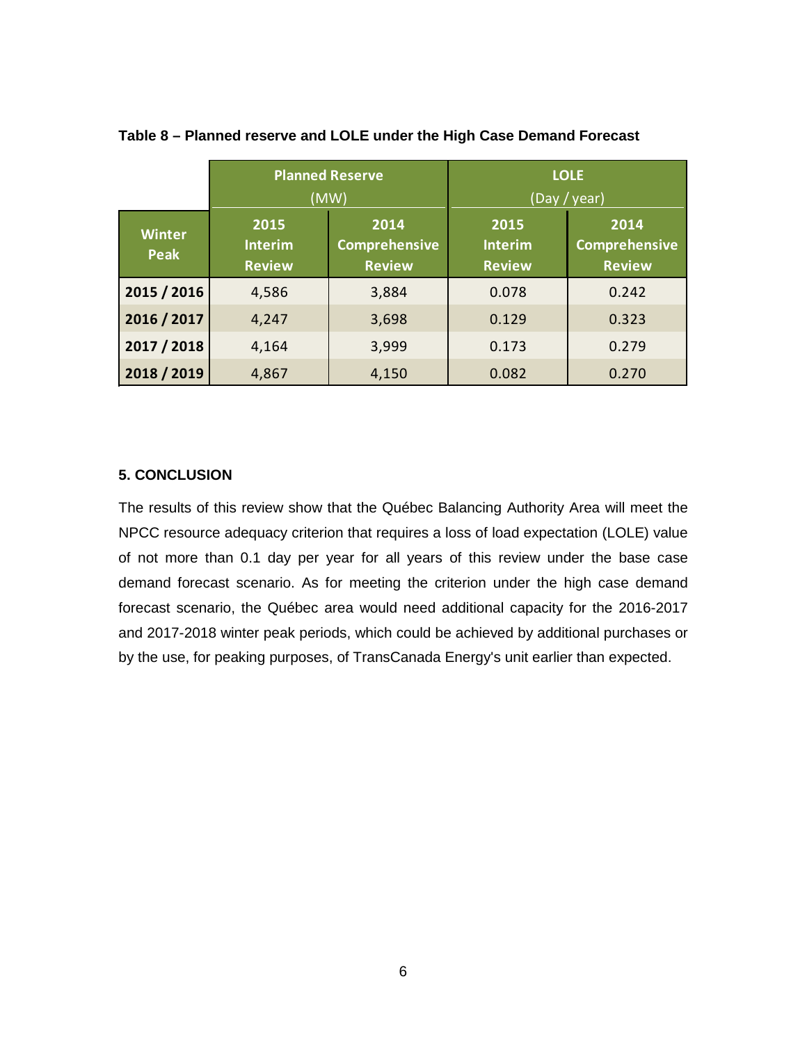**Table 8 – Planned reserve and LOLE under the High Case Demand Forecast**

| | Planned Reserve (MW) | | LOLE (Day / year) | |
|---|---|---|---|---|
| **Winter Peak** | **2015 Interim Review** | **2014 Comprehensive Review** | **2015 Interim Review** | **2014 Comprehensive Review** |
| **2015 / 2016** | 4,586 | 3,884 | 0.078 | 0.242 |
| **2016 / 2017** | 4,247 | 3,698 | 0.129 | 0.323 |
| **2017 / 2018** | 4,164 | 3,999 | 0.173 | 0.279 |
| **2018 / 2019** | 4,867 | 4,150 | 0.082 | 0.270 |

## 5. CONCLUSION

The results of this review show that the Québec Balancing Authority Area will meet the NPCC resource adequacy criterion that requires a loss of load expectation (LOLE) value of not more than 0.1 day per year for all years of this review under the base case demand forecast scenario. As for meeting the criterion under the high case demand forecast scenario, the Québec area would need additional capacity for the 2016-2017 and 2017-2018 winter peak periods, which could be achieved by additional purchases or by the use, for peaking purposes, of TransCanada Energy's unit earlier than expected.